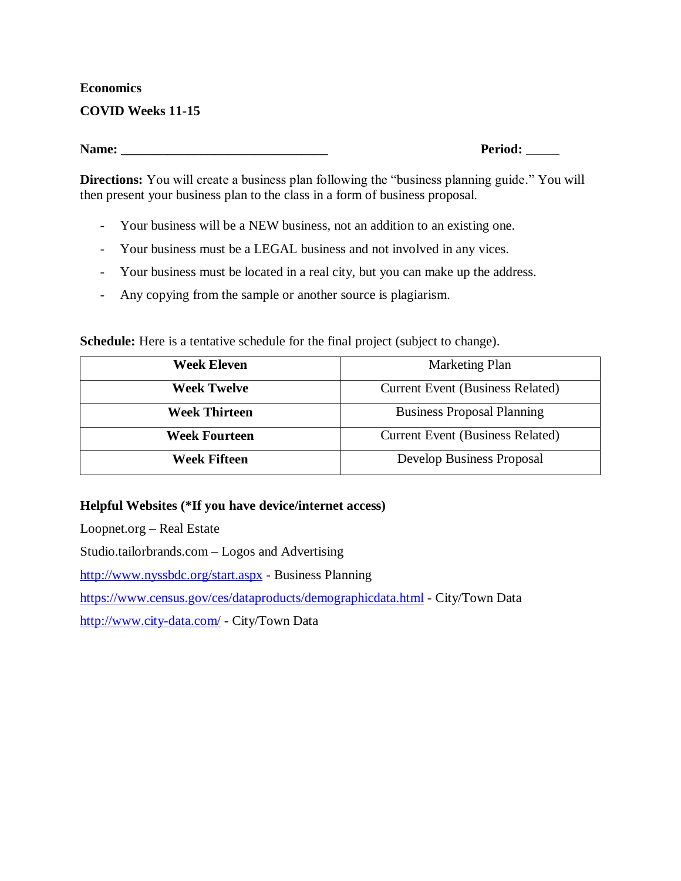**Economics**

**COVID Weeks 11-15**

**Name:** _______________________________ **Period:** _____

**Directions:** You will create a business plan following the "business planning guide." You will then present your business plan to the class in a form of business proposal.

- Your business will be a NEW business, not an addition to an existing one.
- Your business must be a LEGAL business and not involved in any vices.
- Your business must be located in a real city, but you can make up the address.
- Any copying from the sample or another source is plagiarism.

**Schedule:** Here is a tentative schedule for the final project (subject to change).

| **Week Eleven** | Marketing Plan |
|---|---|
| **Week Twelve** | Current Event (Business Related) |
| **Week Thirteen** | Business Proposal Planning |
| **Week Fourteen** | Current Event (Business Related) |
| **Week Fifteen** | Develop Business Proposal |

**Helpful Websites (*If you have device/internet access)**

Loopnet.org – Real Estate

Studio.tailorbrands.com – Logos and Advertising

http://www.nyssbdc.org/start.aspx - Business Planning

https://www.census.gov/ces/dataproducts/demographicdata.html - City/Town Data

http://www.city-data.com/ - City/Town Data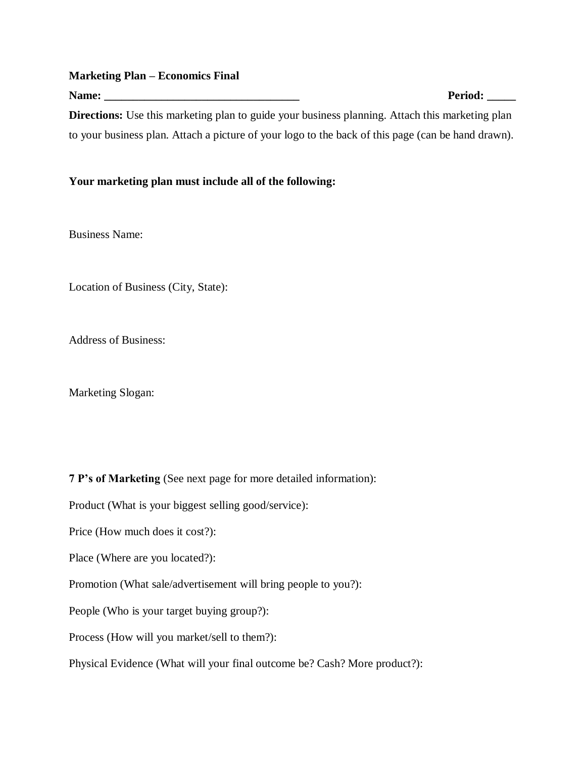**Marketing Plan – Economics Final**

**Name: \_\_\_\_\_\_\_\_\_\_\_\_\_\_\_\_\_\_\_\_\_\_\_\_\_\_\_\_\_\_\_\_\_\_\_** **Period: \_\_\_\_\_**

**Directions:** Use this marketing plan to guide your business planning. Attach this marketing plan to your business plan. Attach a picture of your logo to the back of this page (can be hand drawn).

**Your marketing plan must include all of the following:**

Business Name:

Location of Business (City, State):

Address of Business:

Marketing Slogan:

**7 P's of Marketing** (See next page for more detailed information):

Product (What is your biggest selling good/service):

Price (How much does it cost?):

Place (Where are you located?):

Promotion (What sale/advertisement will bring people to you?):

People (Who is your target buying group?):

Process (How will you market/sell to them?):

Physical Evidence (What will your final outcome be? Cash? More product?):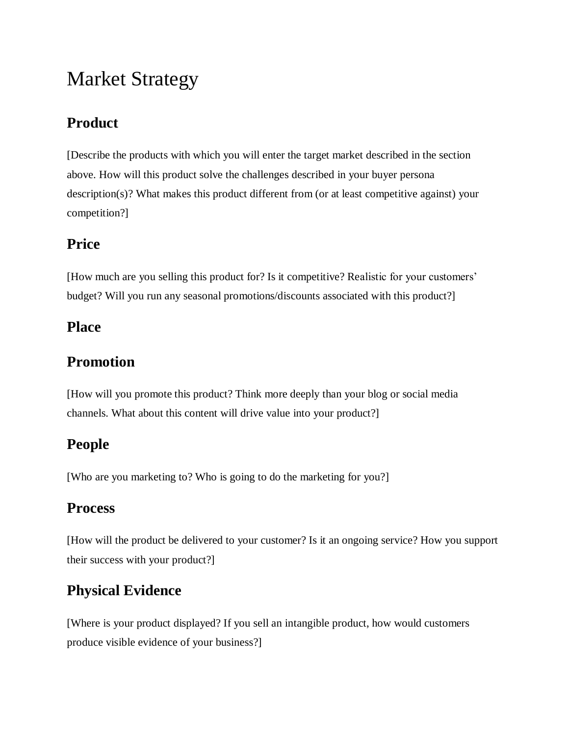# Market Strategy

## Product

[Describe the products with which you will enter the target market described in the section above. How will this product solve the challenges described in your buyer persona description(s)? What makes this product different from (or at least competitive against) your competition?]

## Price

[How much are you selling this product for? Is it competitive? Realistic for your customers' budget? Will you run any seasonal promotions/discounts associated with this product?]

## Place

## Promotion

[How will you promote this product? Think more deeply than your blog or social media channels. What about this content will drive value into your product?]

## People

[Who are you marketing to? Who is going to do the marketing for you?]

## Process

[How will the product be delivered to your customer? Is it an ongoing service? How you support their success with your product?]

## Physical Evidence

[Where is your product displayed? If you sell an intangible product, how would customers produce visible evidence of your business?]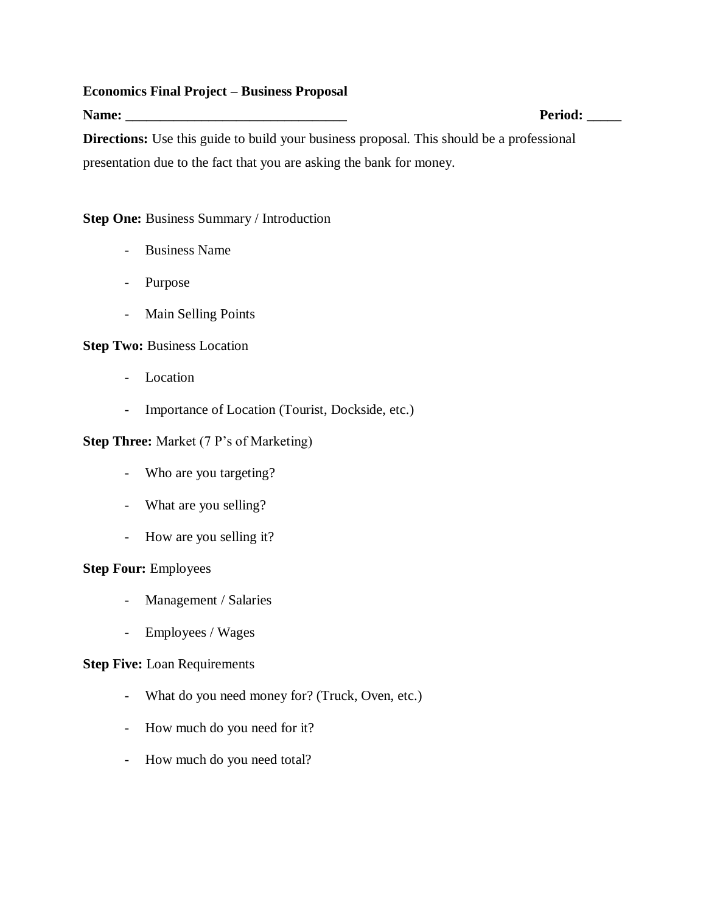**Economics Final Project – Business Proposal**

**Name:** ________________________________ **Period:** _____

**Directions:** Use this guide to build your business proposal. This should be a professional presentation due to the fact that you are asking the bank for money.

**Step One:** Business Summary / Introduction

- Business Name
- Purpose
- Main Selling Points

**Step Two:** Business Location

- Location
- Importance of Location (Tourist, Dockside, etc.)

**Step Three:** Market (7 P's of Marketing)

- Who are you targeting?
- What are you selling?
- How are you selling it?

**Step Four:** Employees

- Management / Salaries
- Employees / Wages

**Step Five:** Loan Requirements

- What do you need money for? (Truck, Oven, etc.)
- How much do you need for it?
- How much do you need total?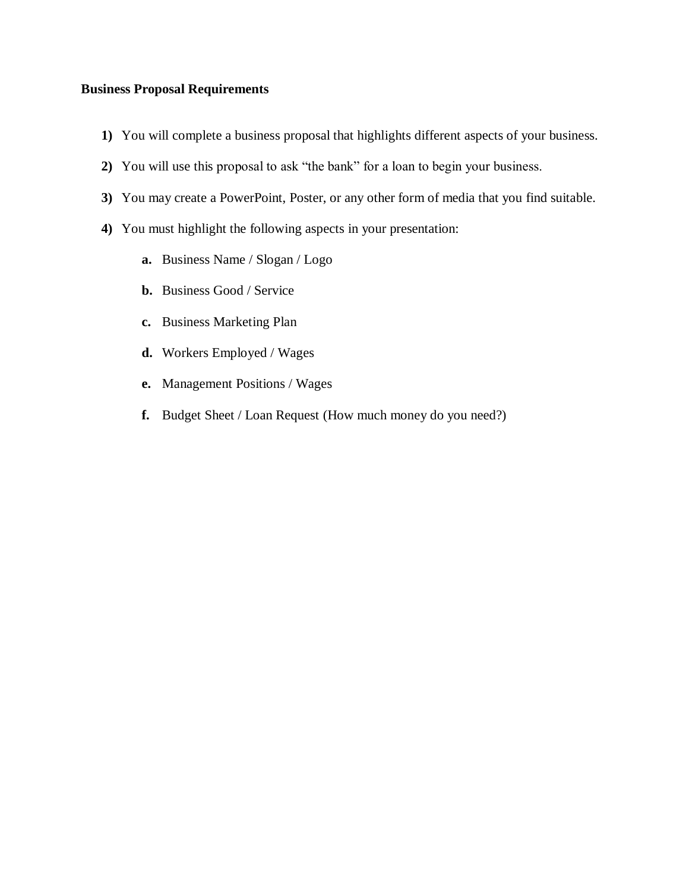**Business Proposal Requirements**

1) You will complete a business proposal that highlights different aspects of your business.
2) You will use this proposal to ask "the bank" for a loan to begin your business.
3) You may create a PowerPoint, Poster, or any other form of media that you find suitable.
4) You must highlight the following aspects in your presentation:
   a. Business Name / Slogan / Logo
   b. Business Good / Service
   c. Business Marketing Plan
   d. Workers Employed / Wages
   e. Management Positions / Wages
   f. Budget Sheet / Loan Request (How much money do you need?)